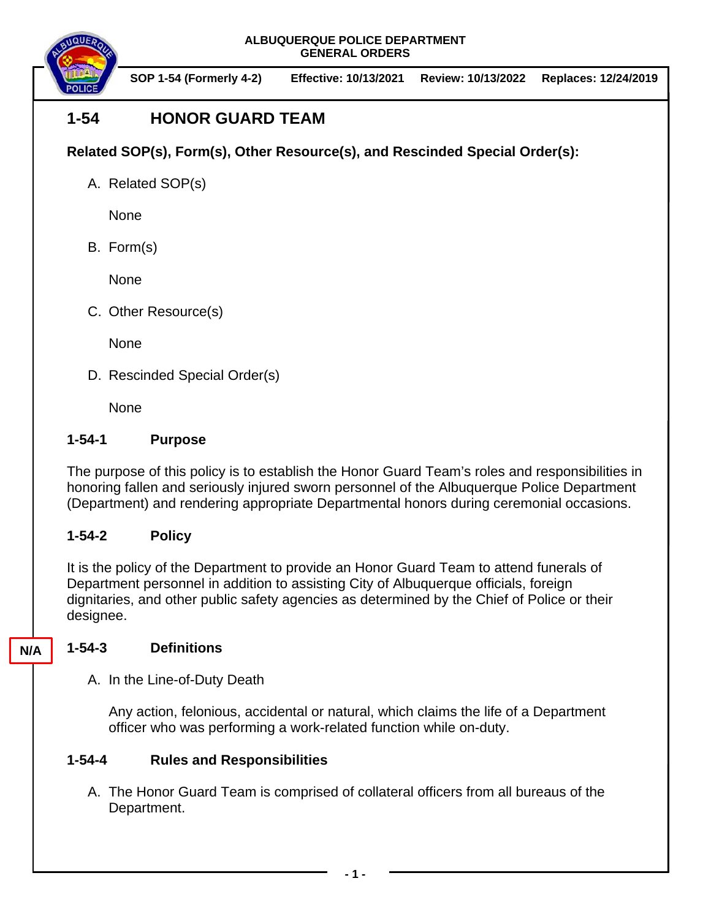ALBUQUERQUE POLICE DEPARTMENT
GENERAL ORDERS

SOP 1-54 (Formerly 4-2) | Effective: 10/13/2021 | Review: 10/13/2022 | Replaces: 12/24/2019

# 1-54 HONOR GUARD TEAM

**Related SOP(s), Form(s), Other Resource(s), and Rescinded Special Order(s):**

A. Related SOP(s)

None

B. Form(s)

None

C. Other Resource(s)

None

D. Rescinded Special Order(s)

None

## 1-54-1 Purpose

The purpose of this policy is to establish the Honor Guard Team's roles and responsibilities in honoring fallen and seriously injured sworn personnel of the Albuquerque Police Department (Department) and rendering appropriate Departmental honors during ceremonial occasions.

## 1-54-2 Policy

It is the policy of the Department to provide an Honor Guard Team to attend funerals of Department personnel in addition to assisting City of Albuquerque officials, foreign dignitaries, and other public safety agencies as determined by the Chief of Police or their designee.

N/A

## 1-54-3 Definitions

A. In the Line-of-Duty Death

Any action, felonious, accidental or natural, which claims the life of a Department officer who was performing a work-related function while on-duty.

## 1-54-4 Rules and Responsibilities

A. The Honor Guard Team is comprised of collateral officers from all bureaus of the Department.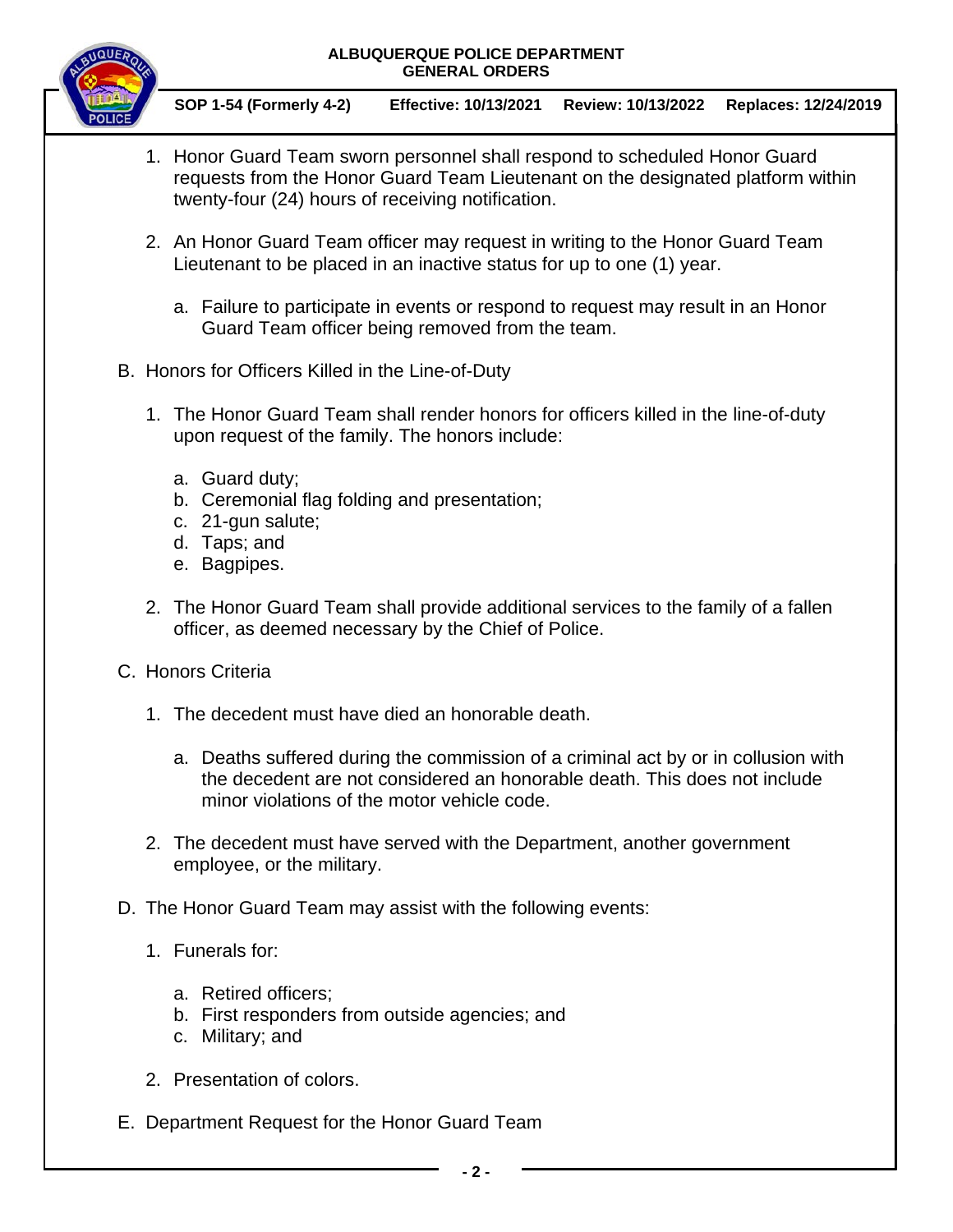1. Honor Guard Team sworn personnel shall respond to scheduled Honor Guard requests from the Honor Guard Team Lieutenant on the designated platform within twenty-four (24) hours of receiving notification.

2. An Honor Guard Team officer may request in writing to the Honor Guard Team Lieutenant to be placed in an inactive status for up to one (1) year.

   a. Failure to participate in events or respond to request may result in an Honor Guard Team officer being removed from the team.

B. Honors for Officers Killed in the Line-of-Duty

   1. The Honor Guard Team shall render honors for officers killed in the line-of-duty upon request of the family. The honors include:

      a. Guard duty;
      b. Ceremonial flag folding and presentation;
      c. 21-gun salute;
      d. Taps; and
      e. Bagpipes.

   2. The Honor Guard Team shall provide additional services to the family of a fallen officer, as deemed necessary by the Chief of Police.

C. Honors Criteria

   1. The decedent must have died an honorable death.

      a. Deaths suffered during the commission of a criminal act by or in collusion with the decedent are not considered an honorable death. This does not include minor violations of the motor vehicle code.

   2. The decedent must have served with the Department, another government employee, or the military.

D. The Honor Guard Team may assist with the following events:

   1. Funerals for:

      a. Retired officers;
      b. First responders from outside agencies; and
      c. Military; and

   2. Presentation of colors.

E. Department Request for the Honor Guard Team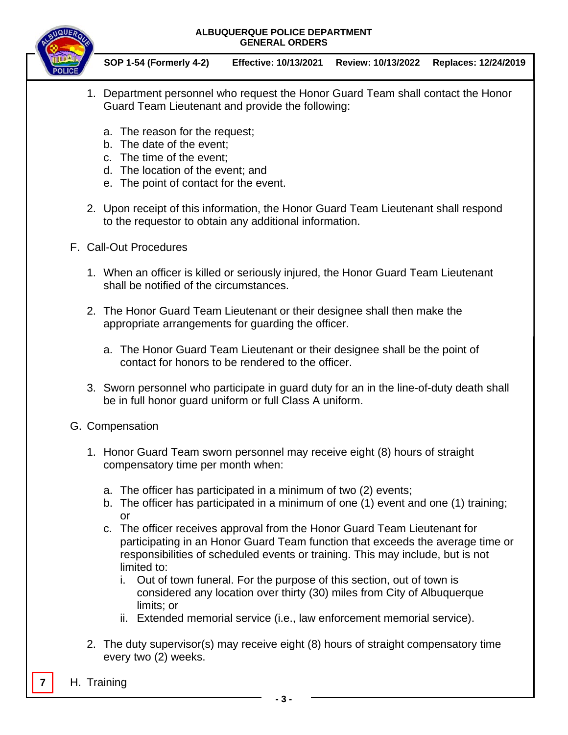1. Department personnel who request the Honor Guard Team shall contact the Honor Guard Team Lieutenant and provide the following:

   a. The reason for the request;
   b. The date of the event;
   c. The time of the event;
   d. The location of the event; and
   e. The point of contact for the event.

2. Upon receipt of this information, the Honor Guard Team Lieutenant shall respond to the requestor to obtain any additional information.

F. Call-Out Procedures

1. When an officer is killed or seriously injured, the Honor Guard Team Lieutenant shall be notified of the circumstances.

2. The Honor Guard Team Lieutenant or their designee shall then make the appropriate arrangements for guarding the officer.

   a. The Honor Guard Team Lieutenant or their designee shall be the point of contact for honors to be rendered to the officer.

3. Sworn personnel who participate in guard duty for an in the line-of-duty death shall be in full honor guard uniform or full Class A uniform.

G. Compensation

1. Honor Guard Team sworn personnel may receive eight (8) hours of straight compensatory time per month when:

   a. The officer has participated in a minimum of two (2) events;
   b. The officer has participated in a minimum of one (1) event and one (1) training; or
   c. The officer receives approval from the Honor Guard Team Lieutenant for participating in an Honor Guard Team function that exceeds the average time or responsibilities of scheduled events or training. This may include, but is not limited to:
      i. Out of town funeral. For the purpose of this section, out of town is considered any location over thirty (30) miles from City of Albuquerque limits; or
      ii. Extended memorial service (i.e., law enforcement memorial service).

2. The duty supervisor(s) may receive eight (8) hours of straight compensatory time every two (2) weeks.

7 H. Training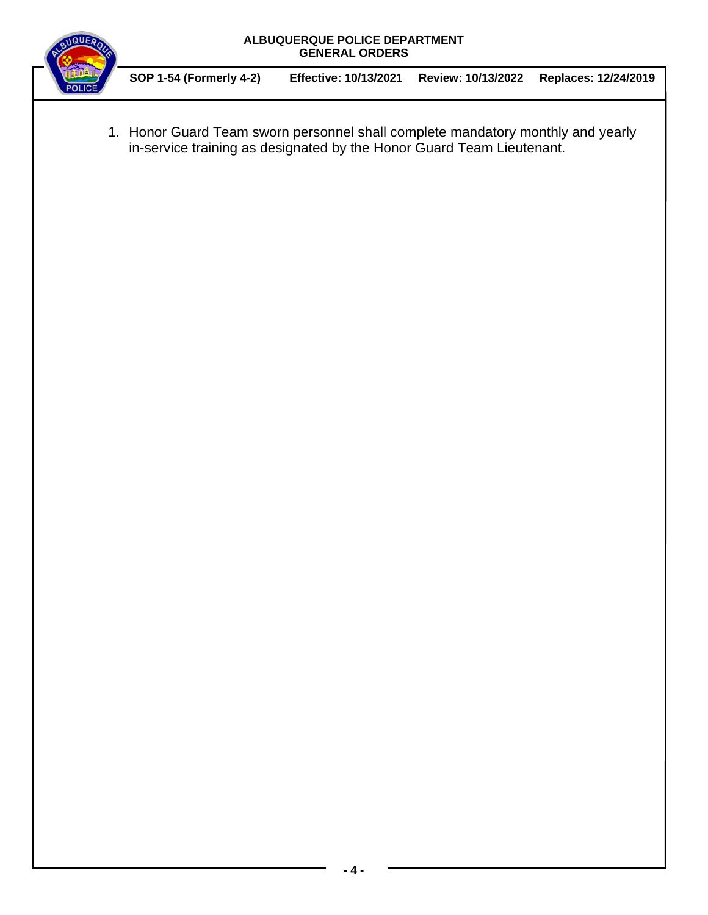1. Honor Guard Team sworn personnel shall complete mandatory monthly and yearly in-service training as designated by the Honor Guard Team Lieutenant.